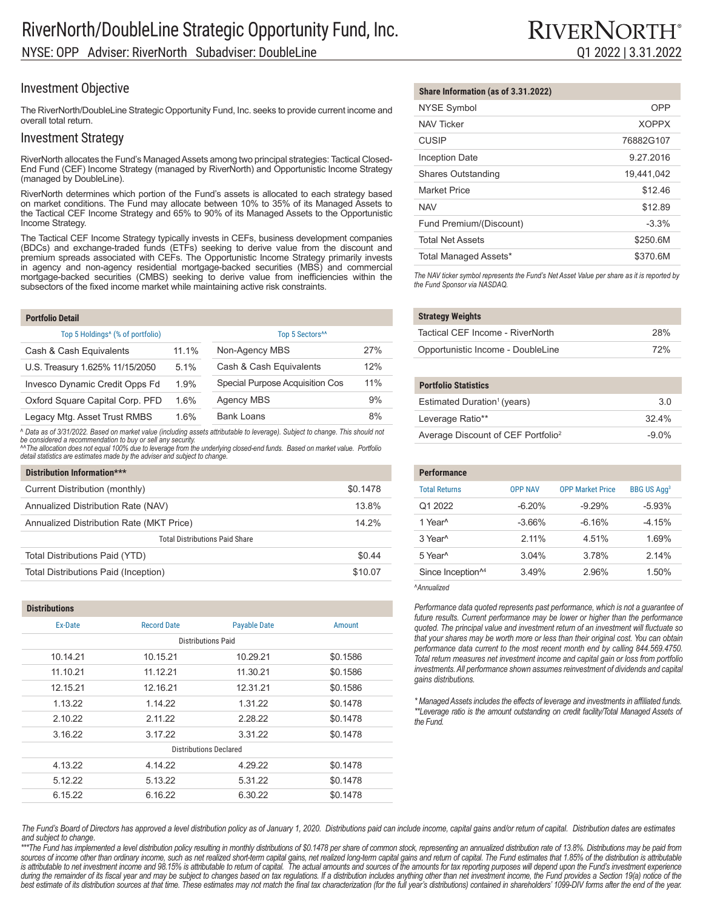# RiverNorth/DoubleLine Strategic Opportunity Fund, Inc.

NYSE: OPP Adviser: RiverNorth Subadviser: DoubleLine

RIVERNORTH®

Q1 2022 | 3.31.2022

## Investment Objective

The RiverNorth/DoubleLine Strategic Opportunity Fund, Inc. seeks to provide current income and overall total return.

## Investment Strategy

RiverNorth allocates the Fund's Managed Assets among two principal strategies: Tactical Closed-End Fund (CEF) Income Strategy (managed by RiverNorth) and Opportunistic Income Strategy (managed by DoubleLine).

RiverNorth determines which portion of the Fund's assets is allocated to each strategy based on market conditions. The Fund may allocate between 10% to 35% of its Managed Assets to the Tactical CEF Income Strategy and 65% to 90% of its Managed Assets to the Opportunistic Income Strategy.

The Tactical CEF Income Strategy typically invests in CEFs, business development companies (BDCs) and exchange-traded funds (ETFs) seeking to derive value from the discount and premium spreads associated with CEFs. The Opportunistic Income Strategy primarily invests in agency and non-agency residential mortgage-backed securities (MBS) and commercial mortgage-backed securities (CMBS) seeking to derive value from inefficiencies within the subsectors of the fixed income market while maintaining active risk constraints.

### Portfolio Detail

| Top 5 Holdings^ (% of portfolio) | |
|---|---|
| Cash & Cash Equivalents | 11.1% |
| U.S. Treasury 1.625% 11/15/2050 | 5.1% |
| Invesco Dynamic Credit Opps Fd | 1.9% |
| Oxford Square Capital Corp. PFD | 1.6% |
| Legacy Mtg. Asset Trust RMBS | 1.6% |

| Top 5 Sectors^^ | |
|---|---|
| Non-Agency MBS | 27% |
| Cash & Cash Equivalents | 12% |
| Special Purpose Acquisition Cos | 11% |
| Agency MBS | 9% |
| Bank Loans | 8% |

*^ Data as of 3/31/2022. Based on market value (including assets attributable to leverage). Subject to change. This should not be considered a recommendation to buy or sell any security.*
*^^The allocation does not equal 100% due to leverage from the underlying closed-end funds. Based on market value. Portfolio detail statistics are estimates made by the adviser and subject to change.*

### Distribution Information***

| | |
|---|---|
| Current Distribution (monthly) | $0.1478 |
| Annualized Distribution Rate (NAV) | 13.8% |
| Annualized Distribution Rate (MKT Price) | 14.2% |
| **Total Distributions Paid Share** | |
| Total Distributions Paid (YTD) | $0.44 |
| Total Distributions Paid (Inception) | $10.07 |

### Distributions

| Ex-Date | Record Date | Payable Date | Amount |
|---|---|---|---|
| **Distributions Paid** | | | |
| 10.14.21 | 10.15.21 | 10.29.21 | $0.1586 |
| 11.10.21 | 11.12.21 | 11.30.21 | $0.1586 |
| 12.15.21 | 12.16.21 | 12.31.21 | $0.1586 |
| 1.13.22 | 1.14.22 | 1.31.22 | $0.1478 |
| 2.10.22 | 2.11.22 | 2.28.22 | $0.1478 |
| 3.16.22 | 3.17.22 | 3.31.22 | $0.1478 |
| **Distributions Declared** | | | |
| 4.13.22 | 4.14.22 | 4.29.22 | $0.1478 |
| 5.12.22 | 5.13.22 | 5.31.22 | $0.1478 |
| 6.15.22 | 6.16.22 | 6.30.22 | $0.1478 |

### Share Information (as of 3.31.2022)

| | |
|---|---|
| NYSE Symbol | OPP |
| NAV Ticker | XOPPX |
| CUSIP | 76882G107 |
| Inception Date | 9.27.2016 |
| Shares Outstanding | 19,441,042 |
| Market Price | $12.46 |
| NAV | $12.89 |
| Fund Premium/(Discount) | -3.3% |
| Total Net Assets | $250.6M |
| Total Managed Assets* | $370.6M |

*The NAV ticker symbol represents the Fund's Net Asset Value per share as it is reported by the Fund Sponsor via NASDAQ.*

### Strategy Weights

| | |
|---|---|
| Tactical CEF Income - RiverNorth | 28% |
| Opportunistic Income - DoubleLine | 72% |

### Portfolio Statistics

| | |
|---|---|
| Estimated Duration[1] (years) | 3.0 |
| Leverage Ratio** | 32.4% |
| Average Discount of CEF Portfolio[2] | -9.0% |

### Performance

| Total Returns | OPP NAV | OPP Market Price | BBG US Agg[3] |
|---|---|---|---|
| Q1 2022 | -6.20% | -9.29% | -5.93% |
| 1 Year^ | -3.66% | -6.16% | -4.15% |
| 3 Year^ | 2.11% | 4.51% | 1.69% |
| 5 Year^ | 3.04% | 3.78% | 2.14% |
| Since Inception^4 | 3.49% | 2.96% | 1.50% |

*^Annualized*

*Performance data quoted represents past performance, which is not a guarantee of future results. Current performance may be lower or higher than the performance quoted. The principal value and investment return of an investment will fluctuate so that your shares may be worth more or less than their original cost. You can obtain performance data current to the most recent month end by calling 844.569.4750. Total return measures net investment income and capital gain or loss from portfolio investments. All performance shown assumes reinvestment of dividends and capital gains distributions.*

*\* Managed Assets includes the effects of leverage and investments in affiliated funds.*
*\*\*Leverage ratio is the amount outstanding on credit facility/Total Managed Assets of the Fund.*

*The Fund's Board of Directors has approved a level distribution policy as of January 1, 2020. Distributions paid can include income, capital gains and/or return of capital. Distribution dates are estimates and subject to change.*

*\*\*\*The Fund has implemented a level distribution policy resulting in monthly distributions of $0.1478 per share of common stock, representing an annualized distribution rate of 13.8%. Distributions may be paid from sources of income other than ordinary income, such as net realized short-term capital gains, net realized long-term capital gains and return of capital. The Fund estimates that 1.85% of the distribution is attributable is attributable to net investment income and 98.15% is attributable to return of capital. The actual amounts and sources of the amounts for tax reporting purposes will depend upon the Fund's investment experience during the remainder of its fiscal year and may be subject to changes based on tax regulations. If a distribution includes anything other than net investment income, the Fund provides a Section 19(a) notice of the best estimate of its distribution sources at that time. These estimates may not match the final tax characterization (for the full year's distributions) contained in shareholders' 1099-DIV forms after the end of the year.*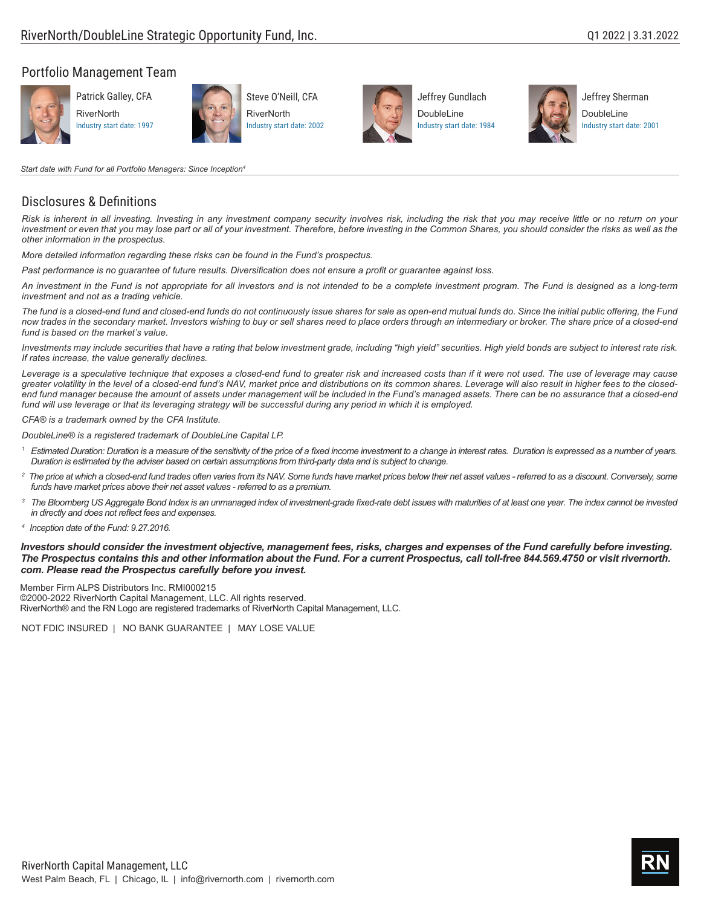## Portfolio Management Team

Patrick Galley, CFA
RiverNorth
Industry start date: 1997

Steve O'Neill, CFA
RiverNorth
Industry start date: 2002

Jeffrey Gundlach
DoubleLine
Industry start date: 1984

Jeffrey Sherman
DoubleLine
Industry start date: 2001

*Start date with Fund for all Portfolio Managers: Since Inception[4]*

## Disclosures & Definitions

*Risk is inherent in all investing. Investing in any investment company security involves risk, including the risk that you may receive little or no return on your investment or even that you may lose part or all of your investment. Therefore, before investing in the Common Shares, you should consider the risks as well as the other information in the prospectus.*

*More detailed information regarding these risks can be found in the Fund's prospectus.*

*Past performance is no guarantee of future results. Diversification does not ensure a profit or guarantee against loss.*

*An investment in the Fund is not appropriate for all investors and is not intended to be a complete investment program. The Fund is designed as a long-term investment and not as a trading vehicle.*

*The fund is a closed-end fund and closed-end funds do not continuously issue shares for sale as open-end mutual funds do. Since the initial public offering, the Fund now trades in the secondary market. Investors wishing to buy or sell shares need to place orders through an intermediary or broker. The share price of a closed-end fund is based on the market's value.*

*Investments may include securities that have a rating that below investment grade, including "high yield" securities. High yield bonds are subject to interest rate risk. If rates increase, the value generally declines.*

*Leverage is a speculative technique that exposes a closed-end fund to greater risk and increased costs than if it were not used. The use of leverage may cause greater volatility in the level of a closed-end fund's NAV, market price and distributions on its common shares. Leverage will also result in higher fees to the closed-end fund manager because the amount of assets under management will be included in the Fund's managed assets. There can be no assurance that a closed-end fund will use leverage or that its leveraging strategy will be successful during any period in which it is employed.*

*CFA® is a trademark owned by the CFA Institute.*

*DoubleLine® is a registered trademark of DoubleLine Capital LP.*

[1] *Estimated Duration: Duration is a measure of the sensitivity of the price of a fixed income investment to a change in interest rates. Duration is expressed as a number of years. Duration is estimated by the adviser based on certain assumptions from third-party data and is subject to change.*

[2] *The price at which a closed-end fund trades often varies from its NAV. Some funds have market prices below their net asset values - referred to as a discount. Conversely, some funds have market prices above their net asset values - referred to as a premium.*

[3] *The Bloomberg US Aggregate Bond Index is an unmanaged index of investment-grade fixed-rate debt issues with maturities of at least one year. The index cannot be invested in directly and does not reflect fees and expenses.*

[4] *Inception date of the Fund: 9.27.2016.*

***Investors should consider the investment objective, management fees, risks, charges and expenses of the Fund carefully before investing. The Prospectus contains this and other information about the Fund. For a current Prospectus, call toll-free 844.569.4750 or visit rivernorth.com. Please read the Prospectus carefully before you invest.***

Member Firm ALPS Distributors Inc. RMI000215
©2000-2022 RiverNorth Capital Management, LLC. All rights reserved.
RiverNorth® and the RN Logo are registered trademarks of RiverNorth Capital Management, LLC.

NOT FDIC INSURED | NO BANK GUARANTEE | MAY LOSE VALUE

RiverNorth Capital Management, LLC
West Palm Beach, FL | Chicago, IL | info@rivernorth.com | rivernorth.com